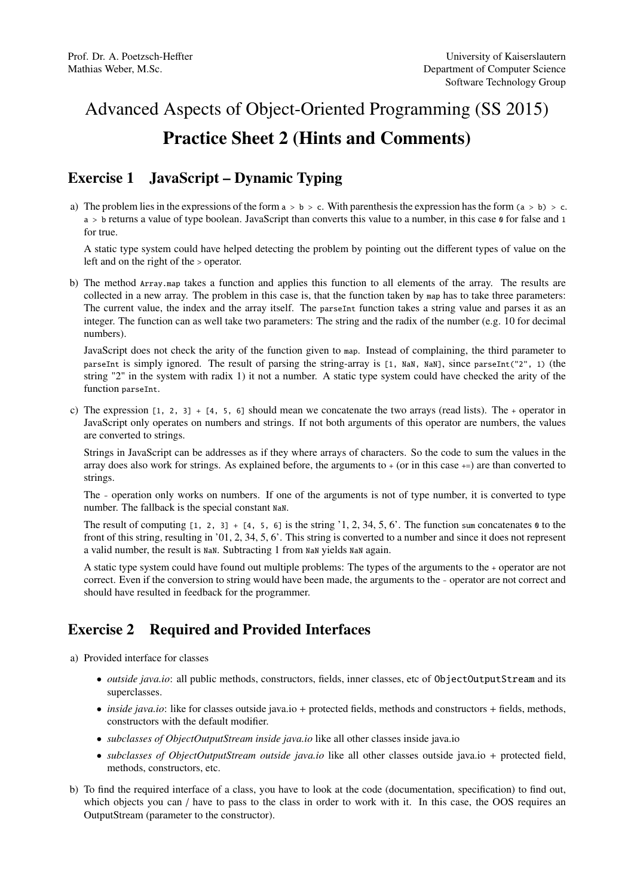Prof. Dr. A. Poetzsch-Heffter
Mathias Weber, M.Sc.

University of Kaiserslautern
Department of Computer Science
Software Technology Group

# Advanced Aspects of Object-Oriented Programming (SS 2015)

# Practice Sheet 2 (Hints and Comments)

## Exercise 1 JavaScript – Dynamic Typing

a) The problem lies in the expressions of the form `a > b > c`. With parenthesis the expression has the form `(a > b) > c`. `a > b` returns a value of type boolean. JavaScript than converts this value to a number, in this case `0` for false and `1` for true.

   A static type system could have helped detecting the problem by pointing out the different types of value on the left and on the right of the `>` operator.

b) The method `Array.map` takes a function and applies this function to all elements of the array. The results are collected in a new array. The problem in this case is, that the function taken by `map` has to take three parameters: The current value, the index and the array itself. The `parseInt` function takes a string value and parses it as an integer. The function can as well take two parameters: The string and the radix of the number (e.g. 10 for decimal numbers).

   JavaScript does not check the arity of the function given to `map`. Instead of complaining, the third parameter to `parseInt` is simply ignored. The result of parsing the string-array is `[1, NaN, NaN]`, since `parseInt("2", 1)` (the string "2" in the system with radix 1) it not a number. A static type system could have checked the arity of the function `parseInt`.

c) The expression `[1, 2, 3] + [4, 5, 6]` should mean we concatenate the two arrays (read lists). The `+` operator in JavaScript only operates on numbers and strings. If not both arguments of this operator are numbers, the values are converted to strings.

   Strings in JavaScript can be addresses as if they where arrays of characters. So the code to sum the values in the array does also work for strings. As explained before, the arguments to `+` (or in this case `+=`) are than converted to strings.

   The `-` operation only works on numbers. If one of the arguments is not of type number, it is converted to type number. The fallback is the special constant `NaN`.

   The result of computing `[1, 2, 3] + [4, 5, 6]` is the string '1, 2, 34, 5, 6'. The function `sum` concatenates `0` to the front of this string, resulting in '01, 2, 34, 5, 6'. This string is converted to a number and since it does not represent a valid number, the result is `NaN`. Subtracting 1 from `NaN` yields `NaN` again.

   A static type system could have found out multiple problems: The types of the arguments to the `+` operator are not correct. Even if the conversion to string would have been made, the arguments to the `-` operator are not correct and should have resulted in feedback for the programmer.

## Exercise 2 Required and Provided Interfaces

a) Provided interface for classes

   - *outside java.io*: all public methods, constructors, fields, inner classes, etc of `ObjectOutputStream` and its superclasses.
   - *inside java.io*: like for classes outside java.io + protected fields, methods and constructors + fields, methods, constructors with the default modifier.
   - *subclasses of ObjectOutputStream inside java.io* like all other classes inside java.io
   - *subclasses of ObjectOutputStream outside java.io* like all other classes outside java.io + protected field, methods, constructors, etc.

b) To find the required interface of a class, you have to look at the code (documentation, specification) to find out, which objects you can / have to pass to the class in order to work with it. In this case, the OOS requires an OutputStream (parameter to the constructor).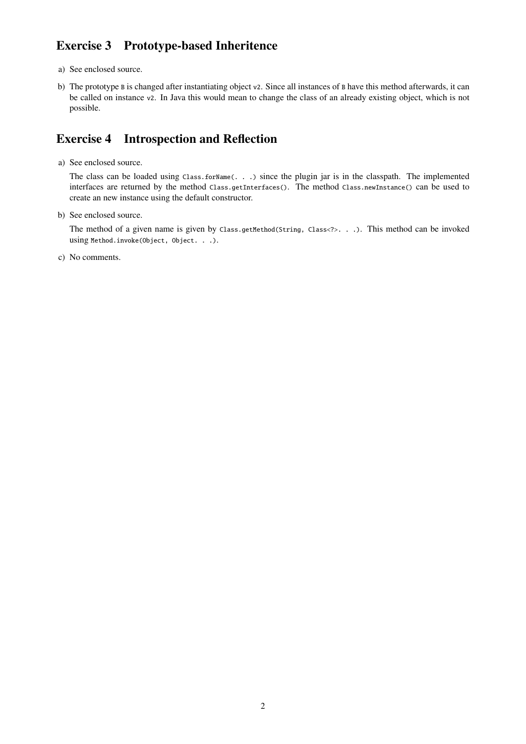## Exercise 3 Prototype-based Inheritence

a) See enclosed source.

b) The prototype `B` is changed after instantiating object `v2`. Since all instances of `B` have this method afterwards, it can be called on instance `v2`. In Java this would mean to change the class of an already existing object, which is not possible.

## Exercise 4 Introspection and Reflection

a) See enclosed source.

   The class can be loaded using `Class.forName(. . .)` since the plugin jar is in the classpath. The implemented interfaces are returned by the method `Class.getInterfaces()`. The method `Class.newInstance()` can be used to create an new instance using the default constructor.

b) See enclosed source.

   The method of a given name is given by `Class.getMethod(String, Class<?>. . .)`. This method can be invoked using `Method.invoke(Object, Object. . .)`.

c) No comments.